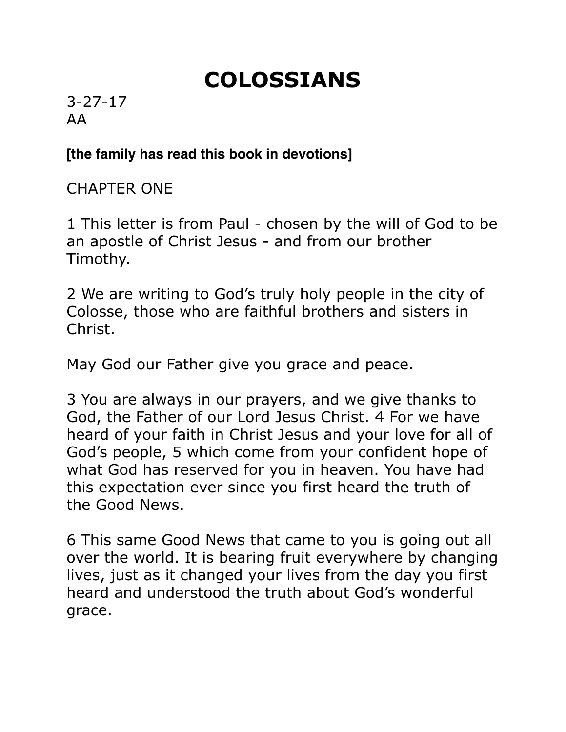# COLOSSIANS

3-27-17
AA

**[the family has read this book in devotions]**

CHAPTER ONE

1 This letter is from Paul - chosen by the will of God to be an apostle of Christ Jesus - and from our brother Timothy.

2 We are writing to God's truly holy people in the city of Colosse, those who are faithful brothers and sisters in Christ.

May God our Father give you grace and peace.

3 You are always in our prayers, and we give thanks to God, the Father of our Lord Jesus Christ. 4 For we have heard of your faith in Christ Jesus and your love for all of God's people, 5 which come from your confident hope of what God has reserved for you in heaven. You have had this expectation ever since you first heard the truth of the Good News.

6 This same Good News that came to you is going out all over the world. It is bearing fruit everywhere by changing lives, just as it changed your lives from the day you first heard and understood the truth about God's wonderful grace.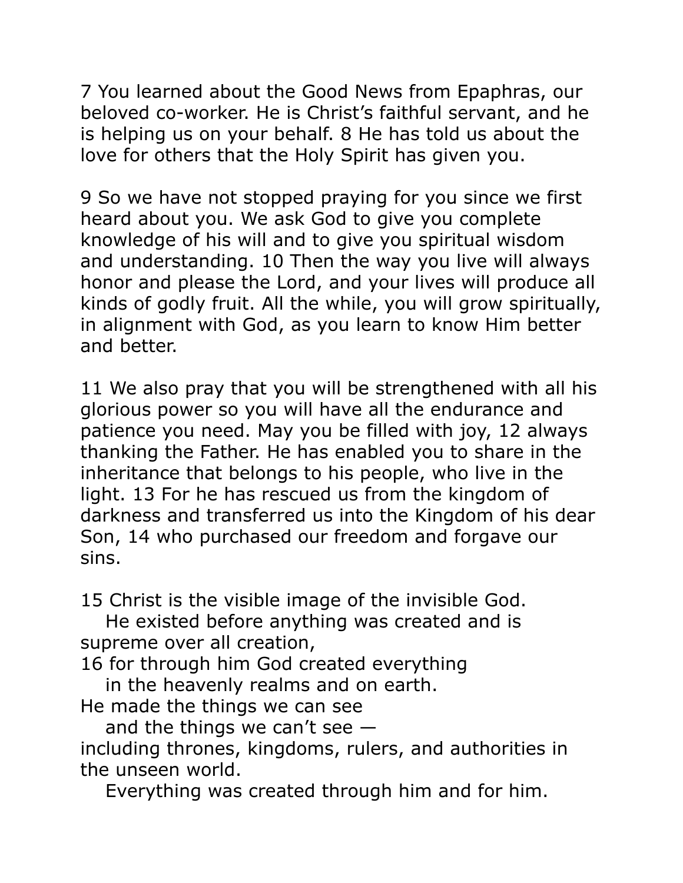7 You learned about the Good News from Epaphras, our beloved co-worker. He is Christ's faithful servant, and he is helping us on your behalf. 8 He has told us about the love for others that the Holy Spirit has given you.

9 So we have not stopped praying for you since we first heard about you. We ask God to give you complete knowledge of his will and to give you spiritual wisdom and understanding. 10 Then the way you live will always honor and please the Lord, and your lives will produce all kinds of godly fruit. All the while, you will grow spiritually, in alignment with God, as you learn to know Him better and better.

11 We also pray that you will be strengthened with all his glorious power so you will have all the endurance and patience you need. May you be filled with joy, 12 always thanking the Father. He has enabled you to share in the inheritance that belongs to his people, who live in the light. 13 For he has rescued us from the kingdom of darkness and transferred us into the Kingdom of his dear Son, 14 who purchased our freedom and forgave our sins.

15 Christ is the visible image of the invisible God.  
  He existed before anything was created and is supreme over all creation,  
16 for through him God created everything  
  in the heavenly realms and on earth.  
He made the things we can see  
  and the things we can't see —  
including thrones, kingdoms, rulers, and authorities in the unseen world.  
  Everything was created through him and for him.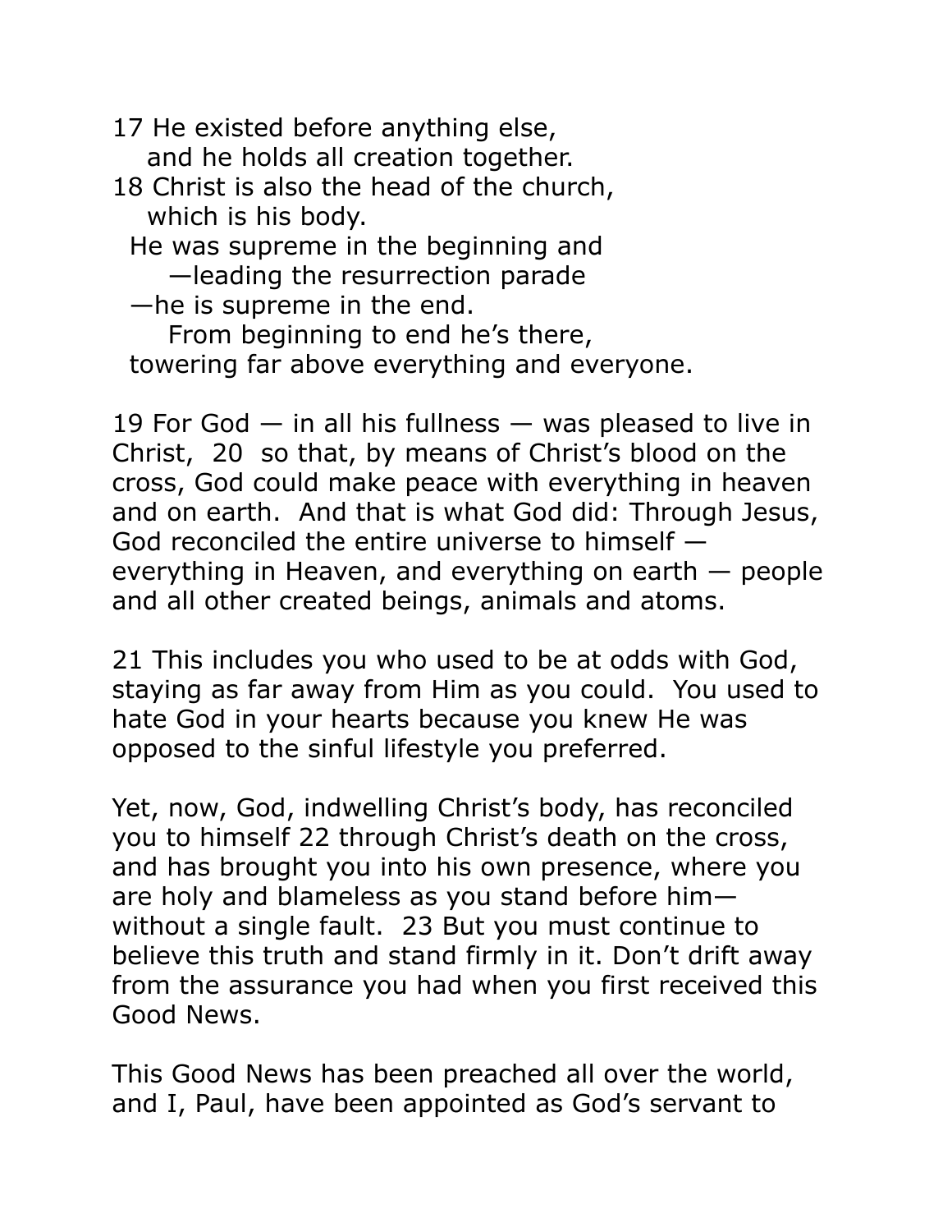17 He existed before anything else,
&nbsp;&nbsp;&nbsp;&nbsp;and he holds all creation together.
18 Christ is also the head of the church,
&nbsp;&nbsp;&nbsp;&nbsp;which is his body.
&nbsp;&nbsp;He was supreme in the beginning and
&nbsp;&nbsp;&nbsp;&nbsp;&nbsp;&nbsp;—leading the resurrection parade
&nbsp;&nbsp;—he is supreme in the end.
&nbsp;&nbsp;&nbsp;&nbsp;&nbsp;&nbsp;From beginning to end he's there,
&nbsp;&nbsp;towering far above everything and everyone.

19 For God — in all his fullness — was pleased to live in Christ, 20 so that, by means of Christ's blood on the cross, God could make peace with everything in heaven and on earth. And that is what God did: Through Jesus, God reconciled the entire universe to himself — everything in Heaven, and everything on earth — people and all other created beings, animals and atoms.

21 This includes you who used to be at odds with God, staying as far away from Him as you could. You used to hate God in your hearts because you knew He was opposed to the sinful lifestyle you preferred.

Yet, now, God, indwelling Christ's body, has reconciled you to himself 22 through Christ's death on the cross, and has brought you into his own presence, where you are holy and blameless as you stand before him— without a single fault. 23 But you must continue to believe this truth and stand firmly in it. Don't drift away from the assurance you had when you first received this Good News.

This Good News has been preached all over the world, and I, Paul, have been appointed as God's servant to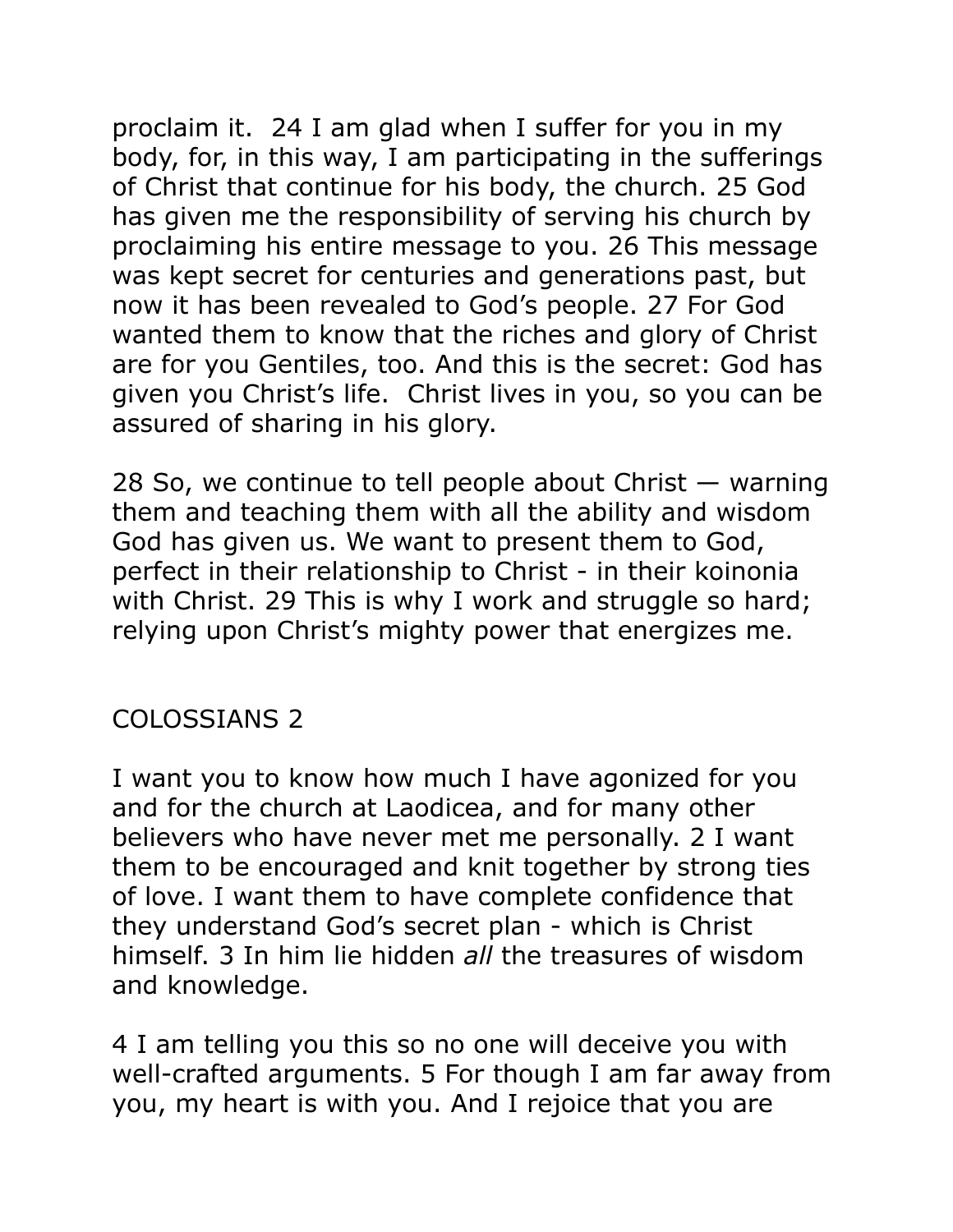proclaim it. 24 I am glad when I suffer for you in my body, for, in this way, I am participating in the sufferings of Christ that continue for his body, the church. 25 God has given me the responsibility of serving his church by proclaiming his entire message to you. 26 This message was kept secret for centuries and generations past, but now it has been revealed to God's people. 27 For God wanted them to know that the riches and glory of Christ are for you Gentiles, too. And this is the secret: God has given you Christ's life. Christ lives in you, so you can be assured of sharing in his glory.

28 So, we continue to tell people about Christ — warning them and teaching them with all the ability and wisdom God has given us. We want to present them to God, perfect in their relationship to Christ - in their koinonia with Christ. 29 This is why I work and struggle so hard; relying upon Christ's mighty power that energizes me.

## COLOSSIANS 2

I want you to know how much I have agonized for you and for the church at Laodicea, and for many other believers who have never met me personally. 2 I want them to be encouraged and knit together by strong ties of love. I want them to have complete confidence that they understand God's secret plan - which is Christ himself. 3 In him lie hidden *all* the treasures of wisdom and knowledge.

4 I am telling you this so no one will deceive you with well-crafted arguments. 5 For though I am far away from you, my heart is with you. And I rejoice that you are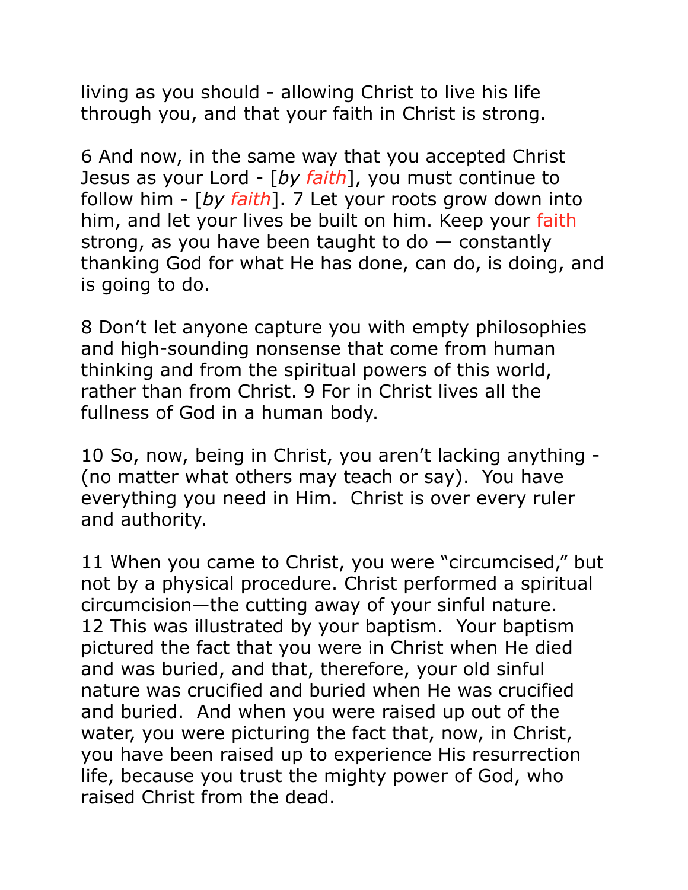living as you should - allowing Christ to live his life through you, and that your faith in Christ is strong.

6 And now, in the same way that you accepted Christ Jesus as your Lord - [*by faith*], you must continue to follow him - [*by faith*]. 7 Let your roots grow down into him, and let your lives be built on him. Keep your faith strong, as you have been taught to do — constantly thanking God for what He has done, can do, is doing, and is going to do.

8 Don't let anyone capture you with empty philosophies and high-sounding nonsense that come from human thinking and from the spiritual powers of this world, rather than from Christ. 9 For in Christ lives all the fullness of God in a human body.

10 So, now, being in Christ, you aren't lacking anything - (no matter what others may teach or say). You have everything you need in Him. Christ is over every ruler and authority.

11 When you came to Christ, you were "circumcised," but not by a physical procedure. Christ performed a spiritual circumcision—the cutting away of your sinful nature. 12 This was illustrated by your baptism. Your baptism pictured the fact that you were in Christ when He died and was buried, and that, therefore, your old sinful nature was crucified and buried when He was crucified and buried. And when you were raised up out of the water, you were picturing the fact that, now, in Christ, you have been raised up to experience His resurrection life, because you trust the mighty power of God, who raised Christ from the dead.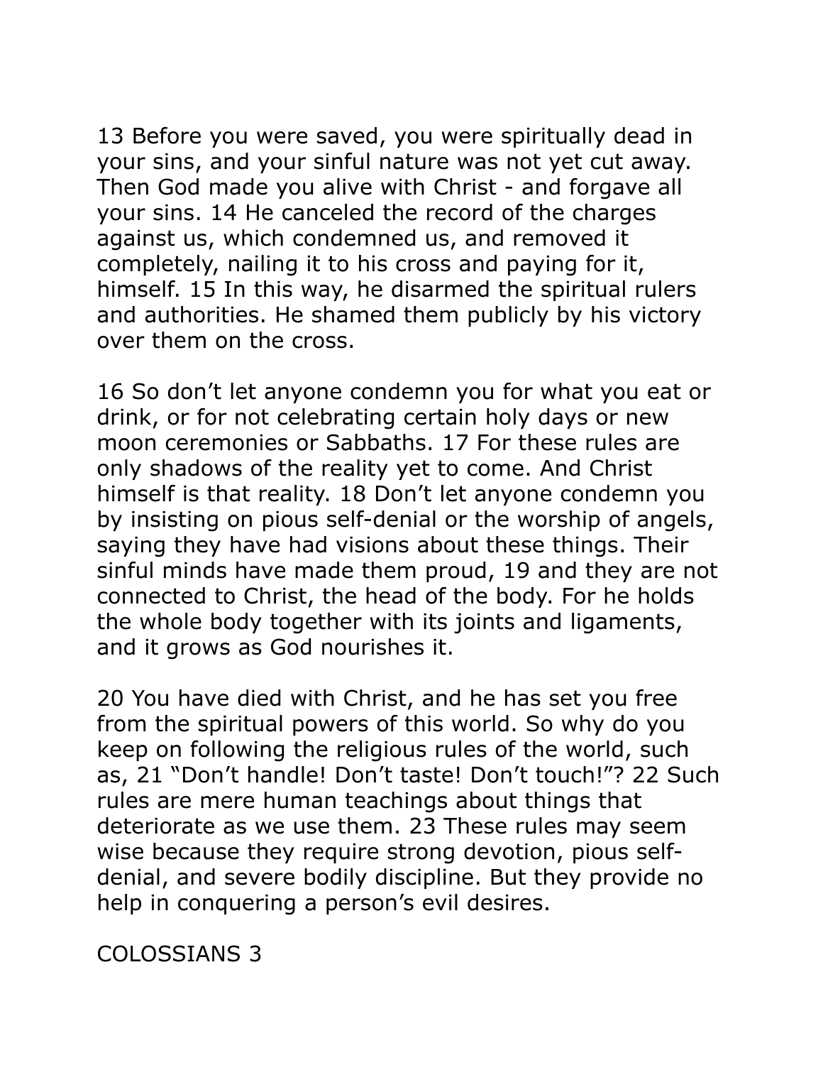13 Before you were saved, you were spiritually dead in your sins, and your sinful nature was not yet cut away. Then God made you alive with Christ - and forgave all your sins. 14 He canceled the record of the charges against us, which condemned us, and removed it completely, nailing it to his cross and paying for it, himself. 15 In this way, he disarmed the spiritual rulers and authorities. He shamed them publicly by his victory over them on the cross.

16 So don’t let anyone condemn you for what you eat or drink, or for not celebrating certain holy days or new moon ceremonies or Sabbaths. 17 For these rules are only shadows of the reality yet to come. And Christ himself is that reality. 18 Don’t let anyone condemn you by insisting on pious self-denial or the worship of angels, saying they have had visions about these things. Their sinful minds have made them proud, 19 and they are not connected to Christ, the head of the body. For he holds the whole body together with its joints and ligaments, and it grows as God nourishes it.

20 You have died with Christ, and he has set you free from the spiritual powers of this world. So why do you keep on following the religious rules of the world, such as, 21 “Don’t handle! Don’t taste! Don’t touch!”? 22 Such rules are mere human teachings about things that deteriorate as we use them. 23 These rules may seem wise because they require strong devotion, pious self-denial, and severe bodily discipline. But they provide no help in conquering a person’s evil desires.

COLOSSIANS 3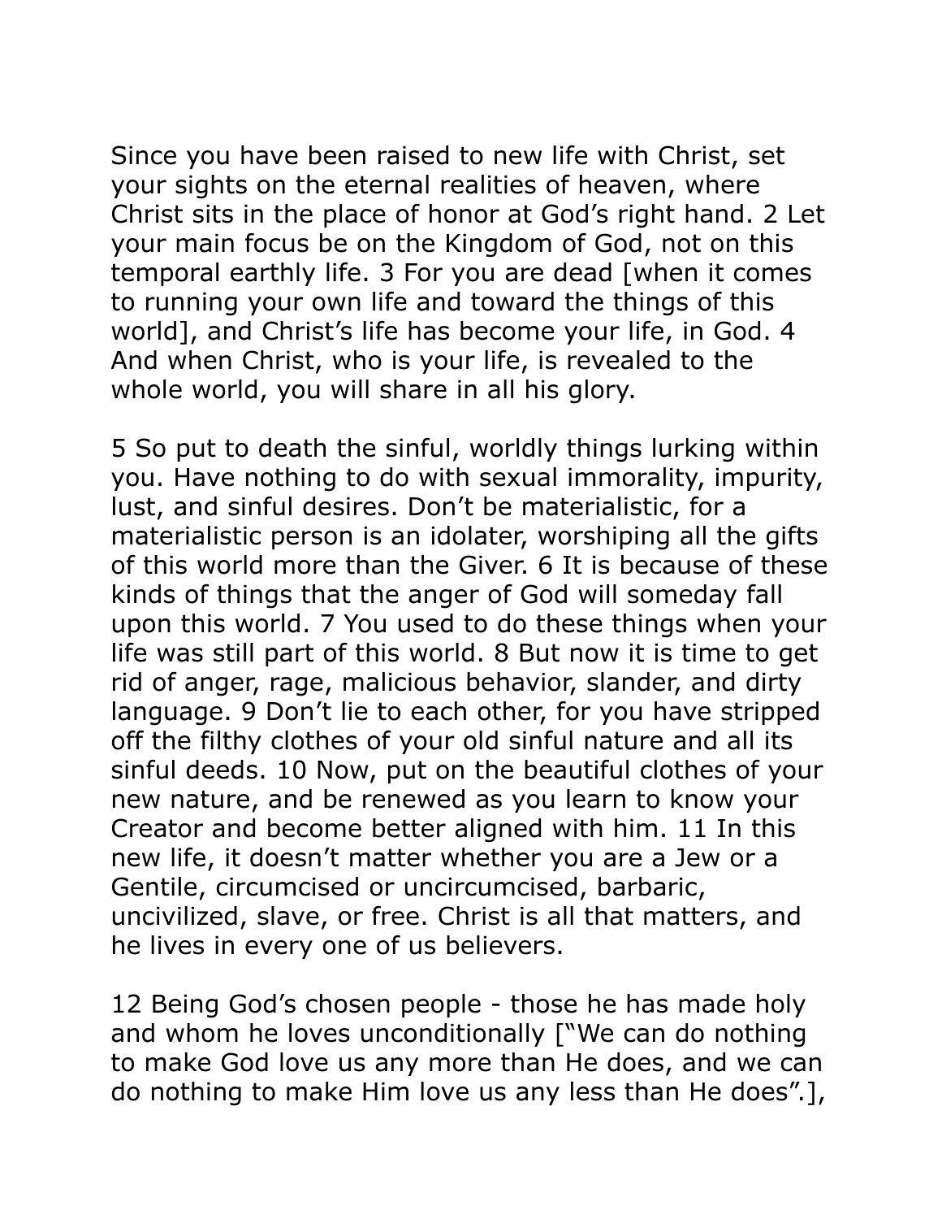Since you have been raised to new life with Christ, set your sights on the eternal realities of heaven, where Christ sits in the place of honor at God's right hand. 2 Let your main focus be on the Kingdom of God, not on this temporal earthly life. 3 For you are dead [when it comes to running your own life and toward the things of this world], and Christ's life has become your life, in God. 4 And when Christ, who is your life, is revealed to the whole world, you will share in all his glory.

5 So put to death the sinful, worldly things lurking within you. Have nothing to do with sexual immorality, impurity, lust, and sinful desires. Don't be materialistic, for a materialistic person is an idolater, worshiping all the gifts of this world more than the Giver. 6 It is because of these kinds of things that the anger of God will someday fall upon this world. 7 You used to do these things when your life was still part of this world. 8 But now it is time to get rid of anger, rage, malicious behavior, slander, and dirty language. 9 Don't lie to each other, for you have stripped off the filthy clothes of your old sinful nature and all its sinful deeds. 10 Now, put on the beautiful clothes of your new nature, and be renewed as you learn to know your Creator and become better aligned with him. 11 In this new life, it doesn't matter whether you are a Jew or a Gentile, circumcised or uncircumcised, barbaric, uncivilized, slave, or free. Christ is all that matters, and he lives in every one of us believers.

12 Being God's chosen people - those he has made holy and whom he loves unconditionally ["We can do nothing to make God love us any more than He does, and we can do nothing to make Him love us any less than He does".],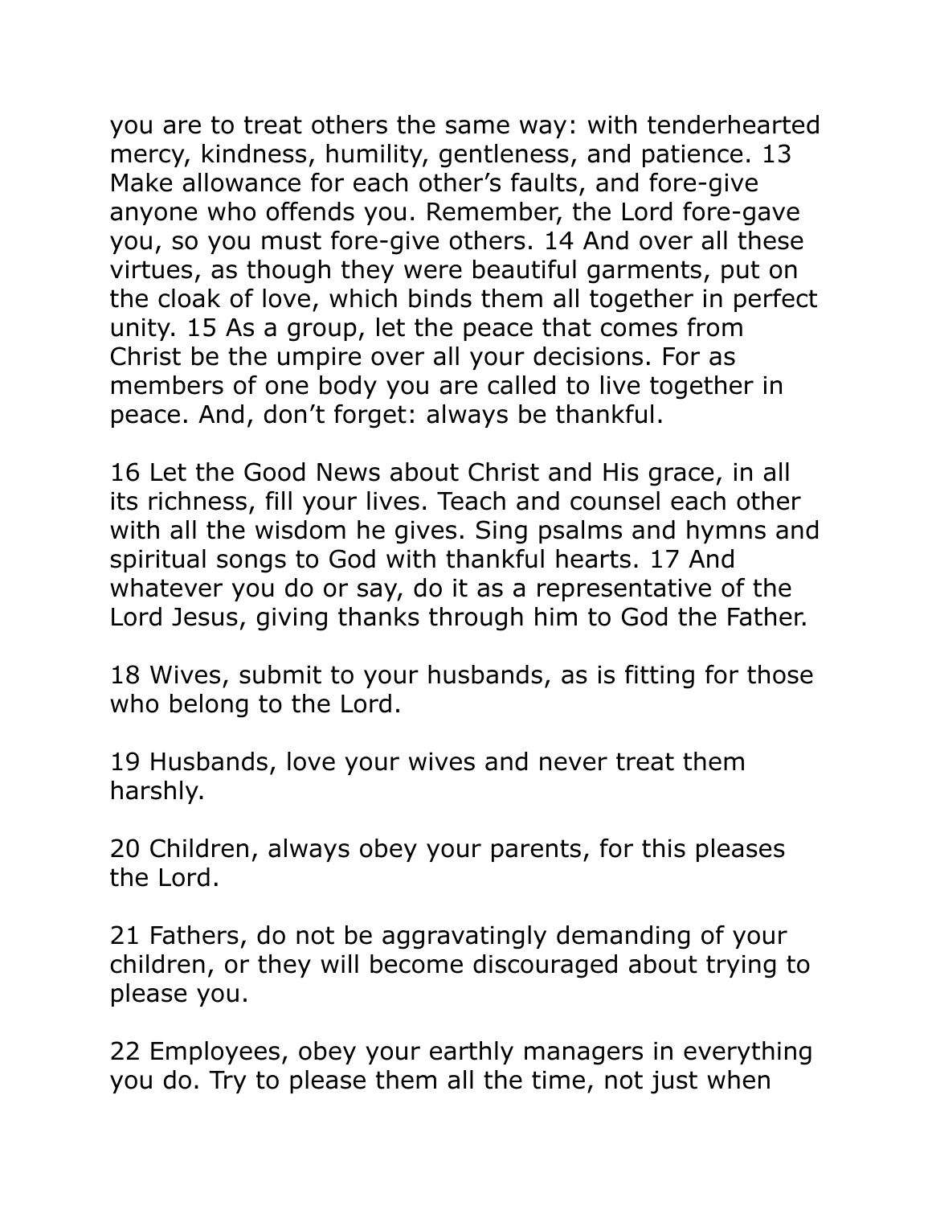you are to treat others the same way: with tenderhearted mercy, kindness, humility, gentleness, and patience. 13 Make allowance for each other's faults, and fore-give anyone who offends you. Remember, the Lord fore-gave you, so you must fore-give others. 14 And over all these virtues, as though they were beautiful garments, put on the cloak of love, which binds them all together in perfect unity. 15 As a group, let the peace that comes from Christ be the umpire over all your decisions. For as members of one body you are called to live together in peace. And, don't forget: always be thankful.

16 Let the Good News about Christ and His grace, in all its richness, fill your lives. Teach and counsel each other with all the wisdom he gives. Sing psalms and hymns and spiritual songs to God with thankful hearts. 17 And whatever you do or say, do it as a representative of the Lord Jesus, giving thanks through him to God the Father.

18 Wives, submit to your husbands, as is fitting for those who belong to the Lord.

19 Husbands, love your wives and never treat them harshly.

20 Children, always obey your parents, for this pleases the Lord.

21 Fathers, do not be aggravatingly demanding of your children, or they will become discouraged about trying to please you.

22 Employees, obey your earthly managers in everything you do. Try to please them all the time, not just when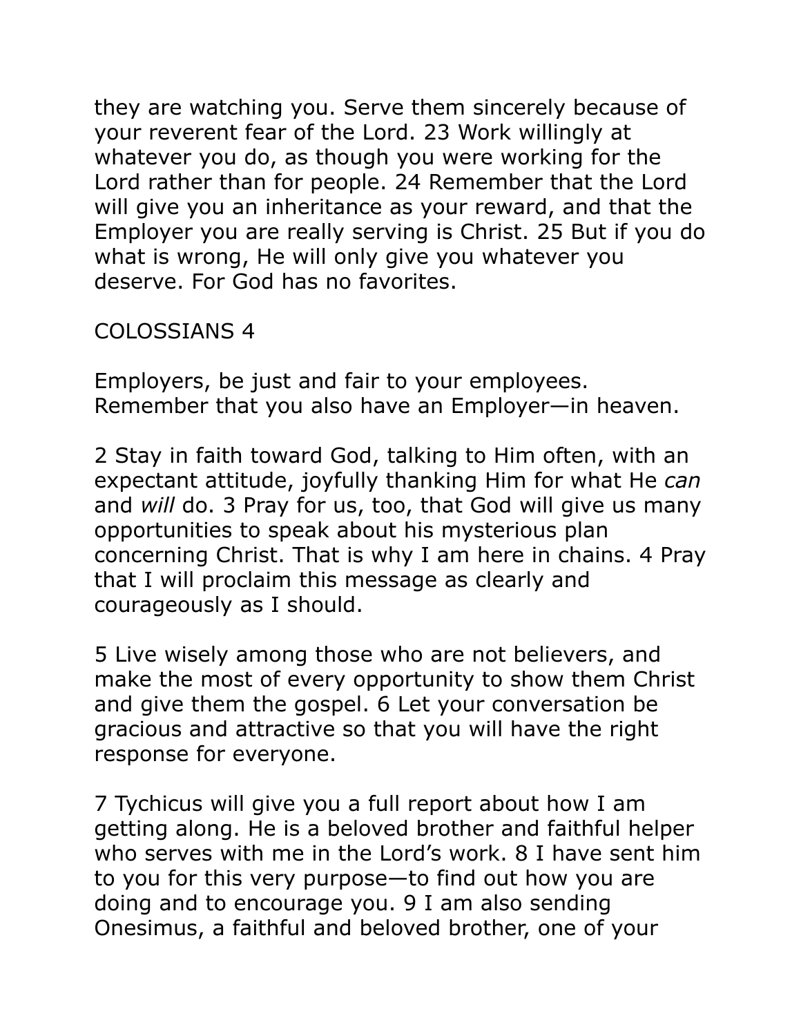they are watching you. Serve them sincerely because of your reverent fear of the Lord. 23 Work willingly at whatever you do, as though you were working for the Lord rather than for people. 24 Remember that the Lord will give you an inheritance as your reward, and that the Employer you are really serving is Christ. 25 But if you do what is wrong, He will only give you whatever you deserve. For God has no favorites.

## COLOSSIANS 4

Employers, be just and fair to your employees. Remember that you also have an Employer—in heaven.

2 Stay in faith toward God, talking to Him often, with an expectant attitude, joyfully thanking Him for what He *can* and *will* do. 3 Pray for us, too, that God will give us many opportunities to speak about his mysterious plan concerning Christ. That is why I am here in chains. 4 Pray that I will proclaim this message as clearly and courageously as I should.

5 Live wisely among those who are not believers, and make the most of every opportunity to show them Christ and give them the gospel. 6 Let your conversation be gracious and attractive so that you will have the right response for everyone.

7 Tychicus will give you a full report about how I am getting along. He is a beloved brother and faithful helper who serves with me in the Lord's work. 8 I have sent him to you for this very purpose—to find out how you are doing and to encourage you. 9 I am also sending Onesimus, a faithful and beloved brother, one of your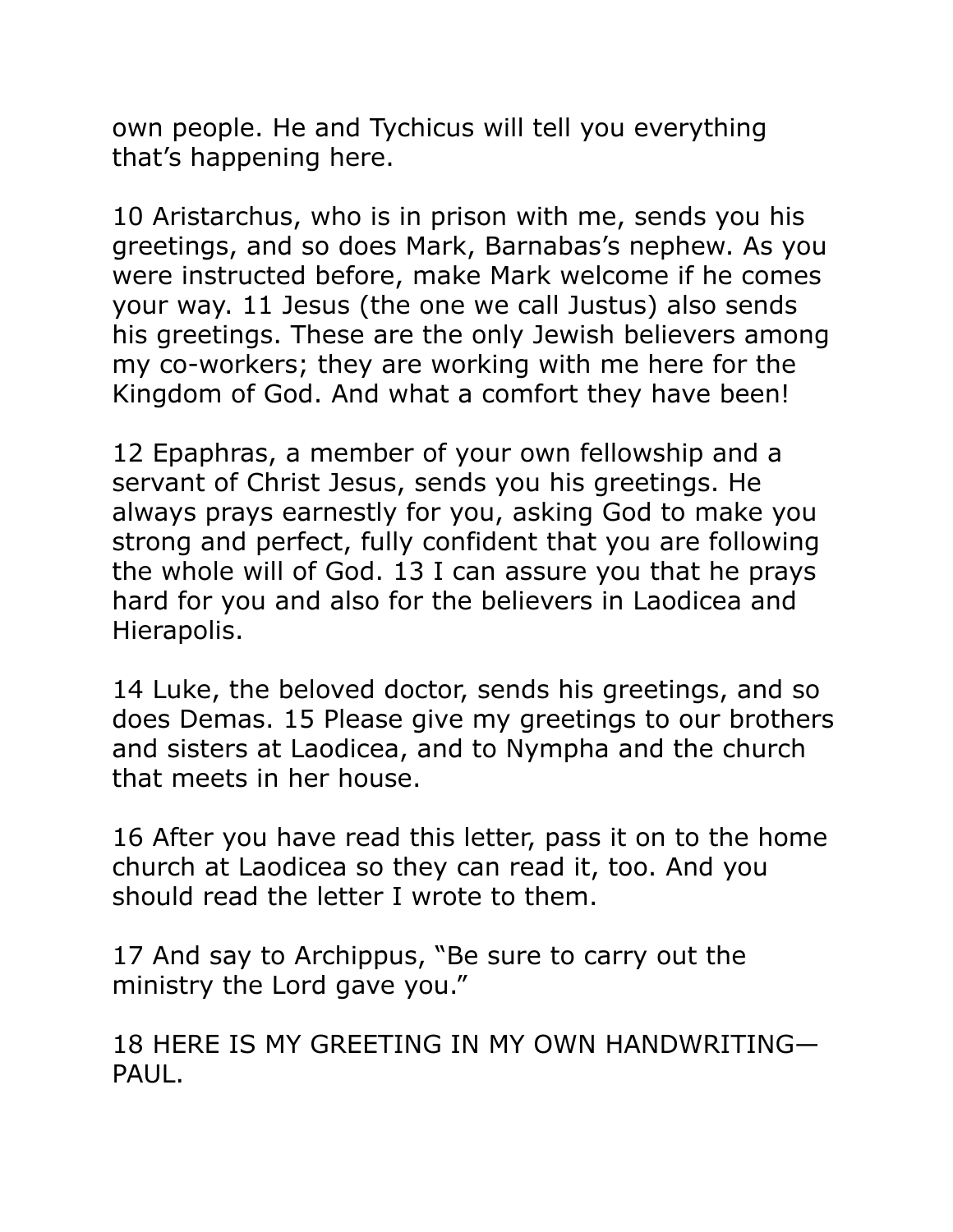own people. He and Tychicus will tell you everything that's happening here.

10 Aristarchus, who is in prison with me, sends you his greetings, and so does Mark, Barnabas's nephew. As you were instructed before, make Mark welcome if he comes your way. 11 Jesus (the one we call Justus) also sends his greetings. These are the only Jewish believers among my co-workers; they are working with me here for the Kingdom of God. And what a comfort they have been!

12 Epaphras, a member of your own fellowship and a servant of Christ Jesus, sends you his greetings. He always prays earnestly for you, asking God to make you strong and perfect, fully confident that you are following the whole will of God. 13 I can assure you that he prays hard for you and also for the believers in Laodicea and Hierapolis.

14 Luke, the beloved doctor, sends his greetings, and so does Demas. 15 Please give my greetings to our brothers and sisters at Laodicea, and to Nympha and the church that meets in her house.

16 After you have read this letter, pass it on to the home church at Laodicea so they can read it, too. And you should read the letter I wrote to them.

17 And say to Archippus, "Be sure to carry out the ministry the Lord gave you."

18 HERE IS MY GREETING IN MY OWN HANDWRITING—PAUL.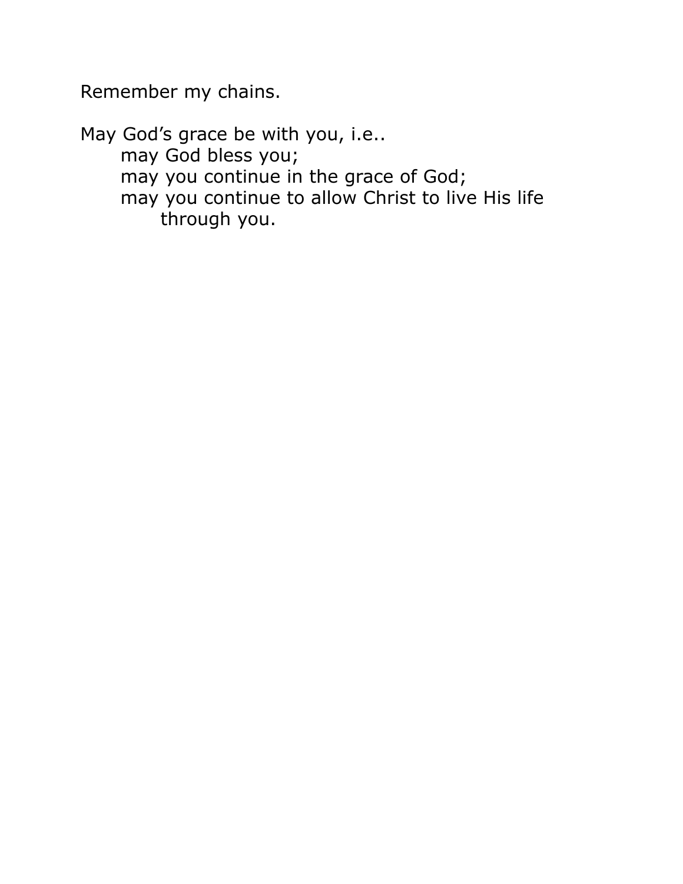Remember my chains.

May God's grace be with you, i.e..
    may God bless you;
    may you continue in the grace of God;
    may you continue to allow Christ to live His life
        through you.